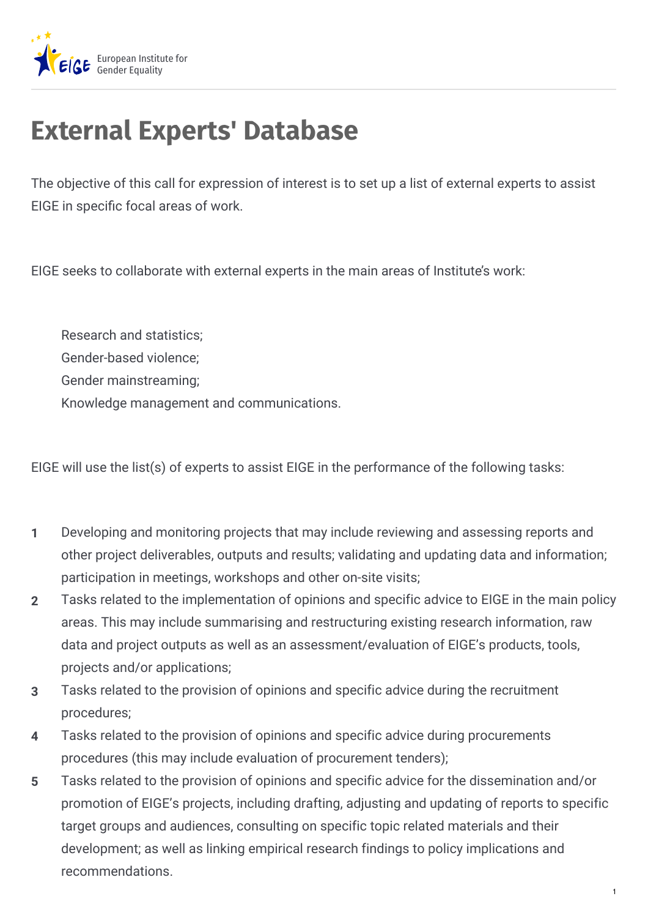# External Experts' Database

The objective of this call for expression of interest is to set up a list of external experts to assist EIGE in specific focal areas of work.

EIGE seeks to collaborate with external experts in the main areas of Institute's work:

- Research and statistics;
- Gender-based violence;
- Gender mainstreaming;
- Knowledge management and communications.

EIGE will use the list(s) of experts to assist EIGE in the performance of the following tasks:

1. Developing and monitoring projects that may include reviewing and assessing reports and other project deliverables, outputs and results; validating and updating data and information; participation in meetings, workshops and other on-site visits;
2. Tasks related to the implementation of opinions and specific advice to EIGE in the main policy areas. This may include summarising and restructuring existing research information, raw data and project outputs as well as an assessment/evaluation of EIGE's products, tools, projects and/or applications;
3. Tasks related to the provision of opinions and specific advice during the recruitment procedures;
4. Tasks related to the provision of opinions and specific advice during procurements procedures (this may include evaluation of procurement tenders);
5. Tasks related to the provision of opinions and specific advice for the dissemination and/or promotion of EIGE's projects, including drafting, adjusting and updating of reports to specific target groups and audiences, consulting on specific topic related materials and their development; as well as linking empirical research findings to policy implications and recommendations.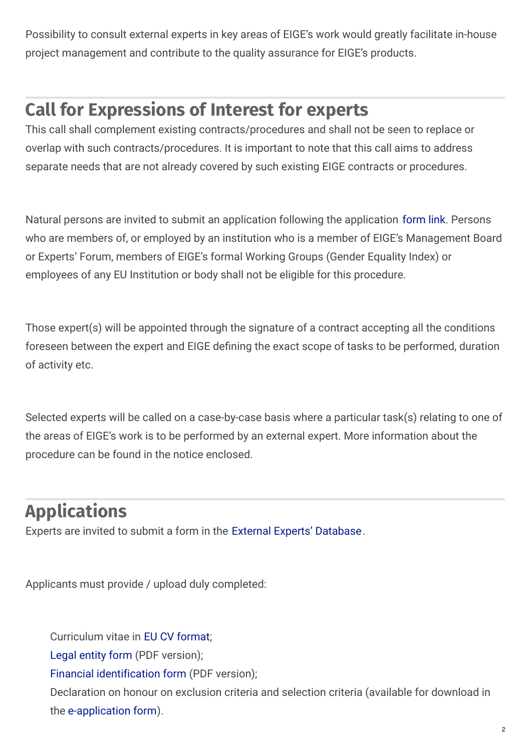Possibility to consult external experts in key areas of EIGE's work would greatly facilitate in-house project management and contribute to the quality assurance for EIGE's products.

## Call for Expressions of Interest for experts

This call shall complement existing contracts/procedures and shall not be seen to replace or overlap with such contracts/procedures. It is important to note that this call aims to address separate needs that are not already covered by such existing EIGE contracts or procedures.

Natural persons are invited to submit an application following the application form link. Persons who are members of, or employed by an institution who is a member of EIGE's Management Board or Experts' Forum, members of EIGE's formal Working Groups (Gender Equality Index) or employees of any EU Institution or body shall not be eligible for this procedure.

Those expert(s) will be appointed through the signature of a contract accepting all the conditions foreseen between the expert and EIGE defining the exact scope of tasks to be performed, duration of activity etc.

Selected experts will be called on a case-by-case basis where a particular task(s) relating to one of the areas of EIGE's work is to be performed by an external expert. More information about the procedure can be found in the notice enclosed.

## Applications

Experts are invited to submit a form in the External Experts' Database.

Applicants must provide / upload duly completed:

- Curriculum vitae in EU CV format;
- Legal entity form (PDF version);
- Financial identification form (PDF version);
- Declaration on honour on exclusion criteria and selection criteria (available for download in the e-application form).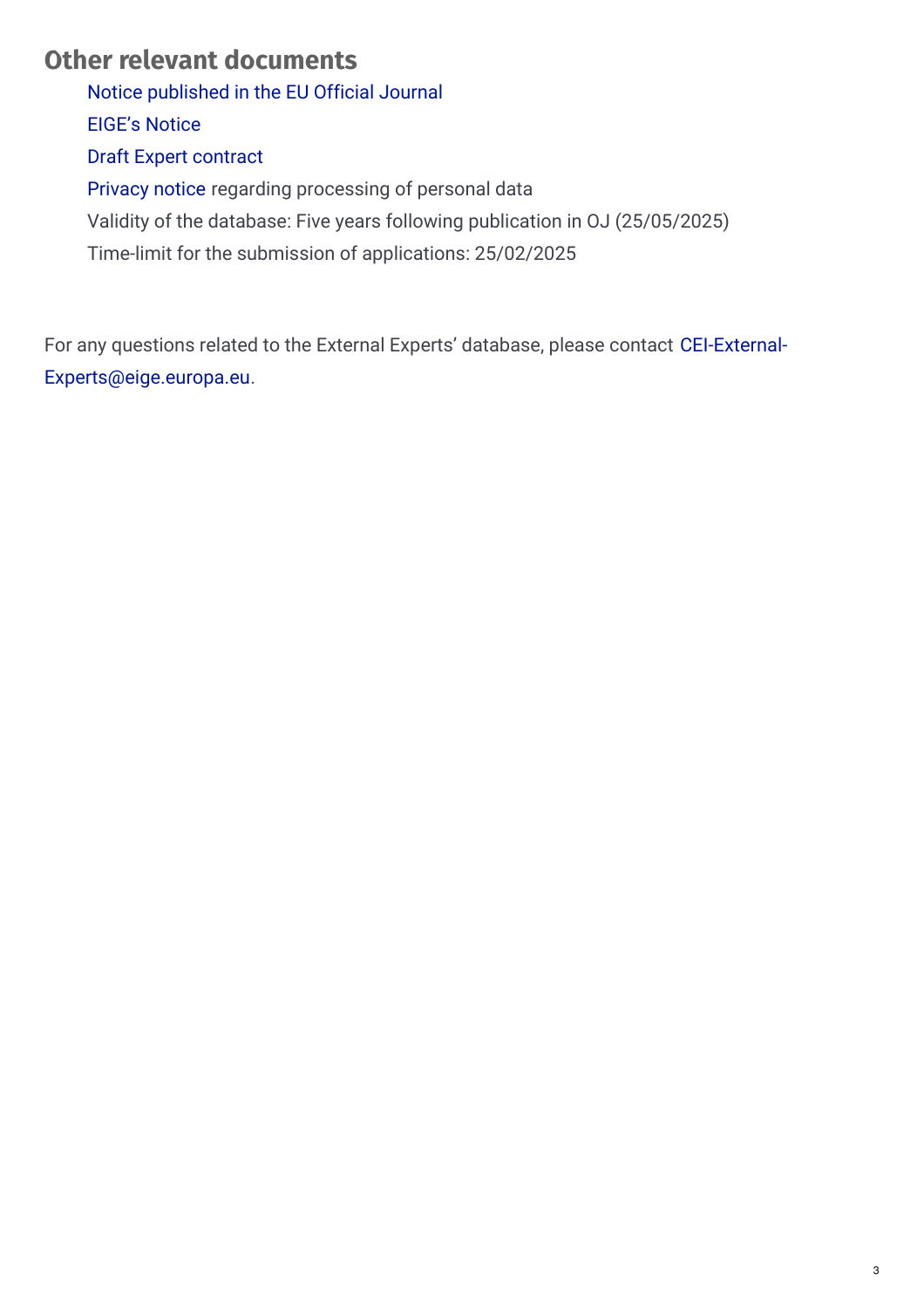## Other relevant documents

- Notice published in the EU Official Journal
- EIGE's Notice
- Draft Expert contract
- Privacy notice regarding processing of personal data
- Validity of the database: Five years following publication in OJ (25/05/2025)
- Time-limit for the submission of applications: 25/02/2025

For any questions related to the External Experts' database, please contact CEI-External-Experts@eige.europa.eu.